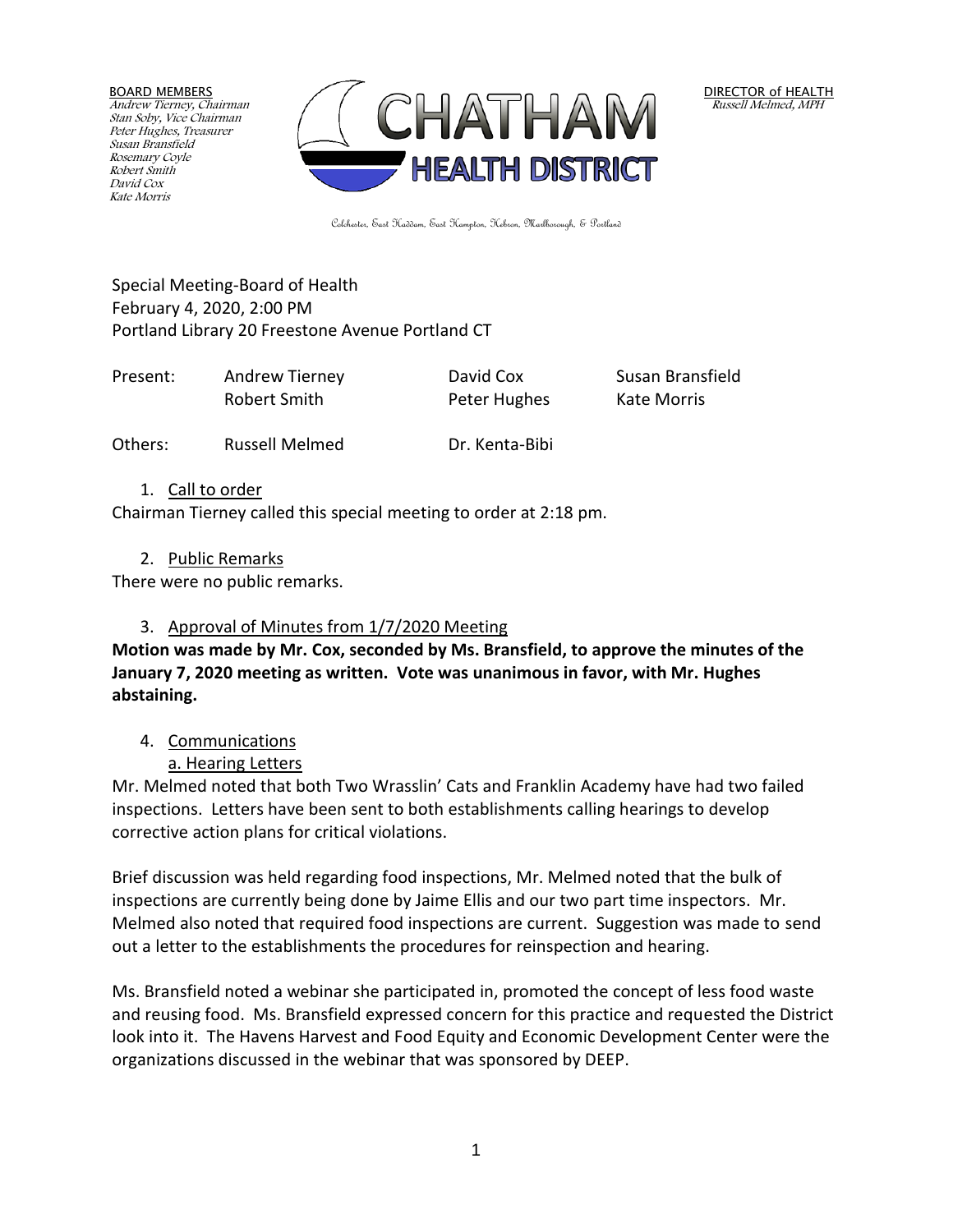BOARD MEMBERS
*Andrew Tierney, Chairman*
*Stan Soby, Vice Chairman*
*Peter Hughes, Treasurer*
*Susan Bransfield*
*Rosemary Coyle*
*Robert Smith*
*David Cox*
*Kate Morris*

# CHATHAM HEALTH DISTRICT

DIRECTOR of HEALTH
*Russell Melmed, MPH*

Colchester, East Haddam, East Hampton, Hebron, Marlborough, & Portland

Special Meeting-Board of Health
February 4, 2020, 2:00 PM
Portland Library 20 Freestone Avenue Portland CT

| Present: | Andrew Tierney | David Cox | Susan Bransfield |
|---|---|---|---|
| | Robert Smith | Peter Hughes | Kate Morris |
| Others: | Russell Melmed | Dr. Kenta-Bibi | |

1. Call to order

Chairman Tierney called this special meeting to order at 2:18 pm.

2. Public Remarks

There were no public remarks.

3. Approval of Minutes from 1/7/2020 Meeting

**Motion was made by Mr. Cox, seconded by Ms. Bransfield, to approve the minutes of the January 7, 2020 meeting as written. Vote was unanimous in favor, with Mr. Hughes abstaining.**

4. Communications

   a. Hearing Letters

Mr. Melmed noted that both Two Wrasslin' Cats and Franklin Academy have had two failed inspections. Letters have been sent to both establishments calling hearings to develop corrective action plans for critical violations.

Brief discussion was held regarding food inspections, Mr. Melmed noted that the bulk of inspections are currently being done by Jaime Ellis and our two part time inspectors. Mr. Melmed also noted that required food inspections are current. Suggestion was made to send out a letter to the establishments the procedures for reinspection and hearing.

Ms. Bransfield noted a webinar she participated in, promoted the concept of less food waste and reusing food. Ms. Bransfield expressed concern for this practice and requested the District look into it. The Havens Harvest and Food Equity and Economic Development Center were the organizations discussed in the webinar that was sponsored by DEEP.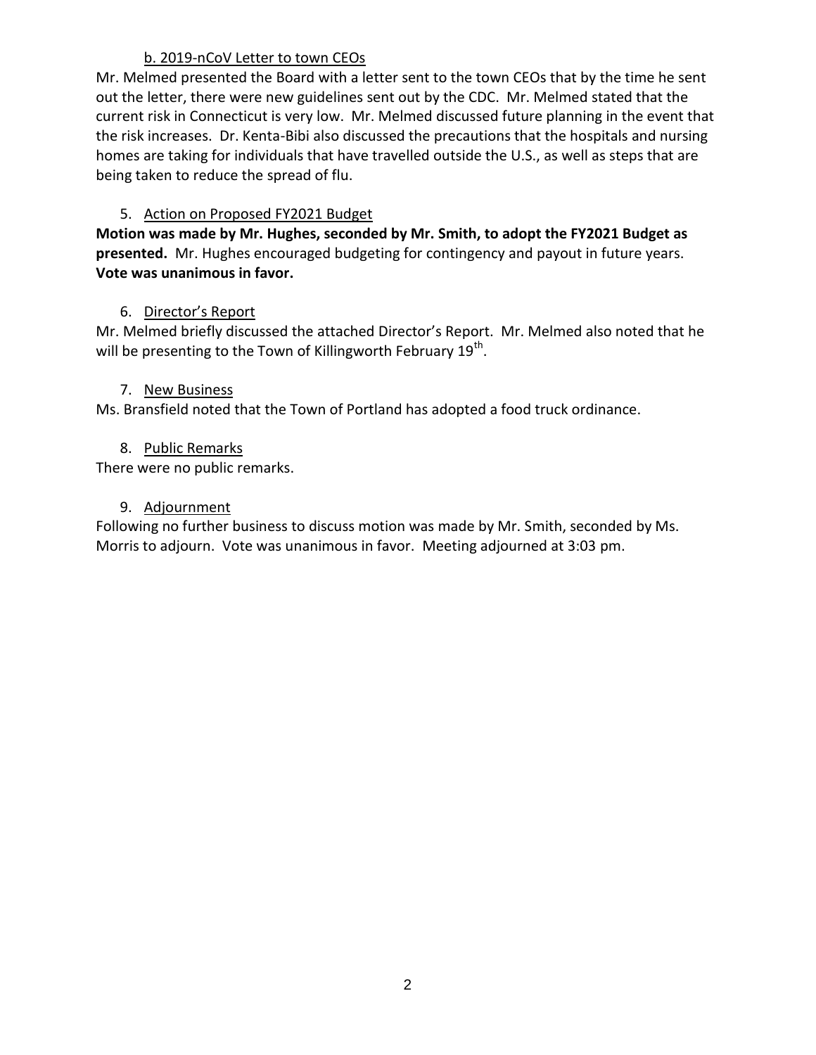b. 2019-nCoV Letter to town CEOs

Mr. Melmed presented the Board with a letter sent to the town CEOs that by the time he sent out the letter, there were new guidelines sent out by the CDC. Mr. Melmed stated that the current risk in Connecticut is very low. Mr. Melmed discussed future planning in the event that the risk increases. Dr. Kenta-Bibi also discussed the precautions that the hospitals and nursing homes are taking for individuals that have travelled outside the U.S., as well as steps that are being taken to reduce the spread of flu.

5. Action on Proposed FY2021 Budget

**Motion was made by Mr. Hughes, seconded by Mr. Smith, to adopt the FY2021 Budget as presented.** Mr. Hughes encouraged budgeting for contingency and payout in future years. **Vote was unanimous in favor.**

6. Director's Report

Mr. Melmed briefly discussed the attached Director's Report. Mr. Melmed also noted that he will be presenting to the Town of Killingworth February 19th.

7. New Business

Ms. Bransfield noted that the Town of Portland has adopted a food truck ordinance.

8. Public Remarks

There were no public remarks.

9. Adjournment

Following no further business to discuss motion was made by Mr. Smith, seconded by Ms. Morris to adjourn. Vote was unanimous in favor. Meeting adjourned at 3:03 pm.